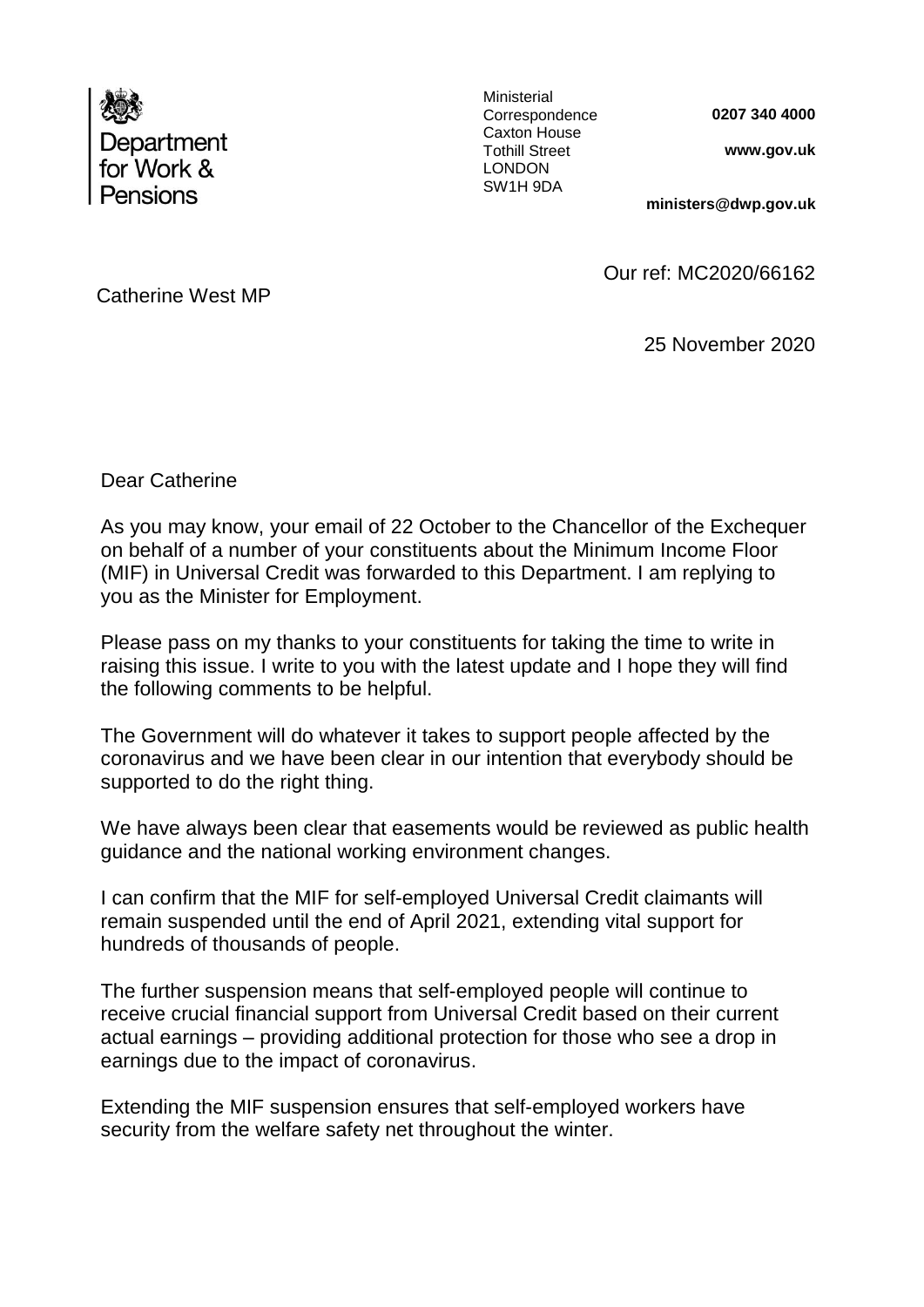Department for Work & Pensions

Ministerial Correspondence
Caxton House
Tothill Street
LONDON
SW1H 9DA

**0207 340 4000**

**www.gov.uk**

**ministers@dwp.gov.uk**

Catherine West MP

Our ref: MC2020/66162

25 November 2020

Dear Catherine

As you may know, your email of 22 October to the Chancellor of the Exchequer on behalf of a number of your constituents about the Minimum Income Floor (MIF) in Universal Credit was forwarded to this Department. I am replying to you as the Minister for Employment.

Please pass on my thanks to your constituents for taking the time to write in raising this issue. I write to you with the latest update and I hope they will find the following comments to be helpful.

The Government will do whatever it takes to support people affected by the coronavirus and we have been clear in our intention that everybody should be supported to do the right thing.

We have always been clear that easements would be reviewed as public health guidance and the national working environment changes.

I can confirm that the MIF for self-employed Universal Credit claimants will remain suspended until the end of April 2021, extending vital support for hundreds of thousands of people.

The further suspension means that self-employed people will continue to receive crucial financial support from Universal Credit based on their current actual earnings – providing additional protection for those who see a drop in earnings due to the impact of coronavirus.

Extending the MIF suspension ensures that self-employed workers have security from the welfare safety net throughout the winter.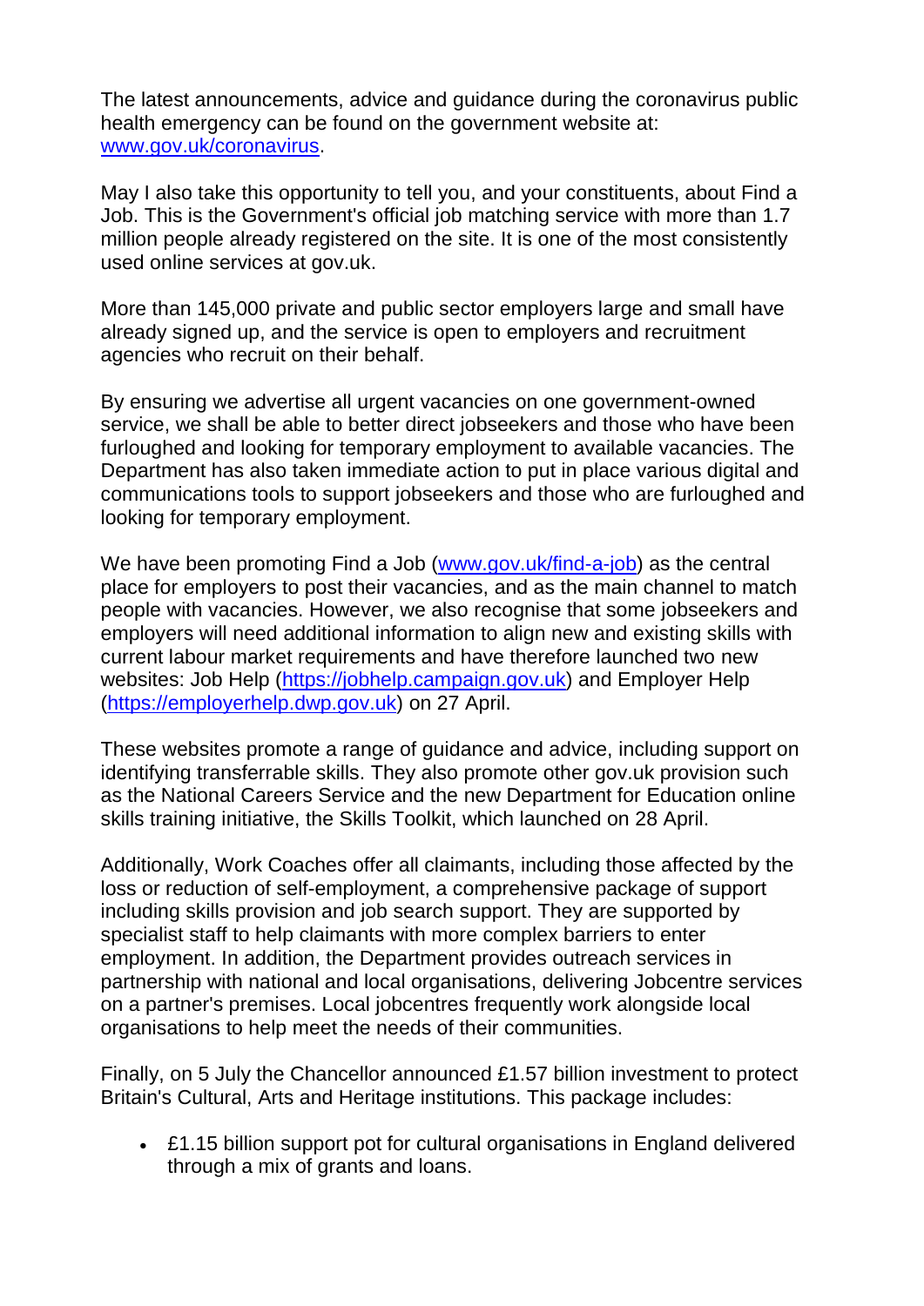The latest announcements, advice and guidance during the coronavirus public health emergency can be found on the government website at: [www.gov.uk/coronavirus](www.gov.uk/coronavirus).

May I also take this opportunity to tell you, and your constituents, about Find a Job. This is the Government's official job matching service with more than 1.7 million people already registered on the site. It is one of the most consistently used online services at gov.uk.

More than 145,000 private and public sector employers large and small have already signed up, and the service is open to employers and recruitment agencies who recruit on their behalf.

By ensuring we advertise all urgent vacancies on one government-owned service, we shall be able to better direct jobseekers and those who have been furloughed and looking for temporary employment to available vacancies. The Department has also taken immediate action to put in place various digital and communications tools to support jobseekers and those who are furloughed and looking for temporary employment.

We have been promoting Find a Job ([www.gov.uk/find-a-job](www.gov.uk/find-a-job)) as the central place for employers to post their vacancies, and as the main channel to match people with vacancies. However, we also recognise that some jobseekers and employers will need additional information to align new and existing skills with current labour market requirements and have therefore launched two new websites: Job Help ([https://jobhelp.campaign.gov.uk](https://jobhelp.campaign.gov.uk)) and Employer Help ([https://employerhelp.dwp.gov.uk](https://employerhelp.dwp.gov.uk)) on 27 April.

These websites promote a range of guidance and advice, including support on identifying transferrable skills. They also promote other gov.uk provision such as the National Careers Service and the new Department for Education online skills training initiative, the Skills Toolkit, which launched on 28 April.

Additionally, Work Coaches offer all claimants, including those affected by the loss or reduction of self-employment, a comprehensive package of support including skills provision and job search support. They are supported by specialist staff to help claimants with more complex barriers to enter employment. In addition, the Department provides outreach services in partnership with national and local organisations, delivering Jobcentre services on a partner's premises. Local jobcentres frequently work alongside local organisations to help meet the needs of their communities.

Finally, on 5 July the Chancellor announced £1.57 billion investment to protect Britain's Cultural, Arts and Heritage institutions. This package includes:

- £1.15 billion support pot for cultural organisations in England delivered through a mix of grants and loans.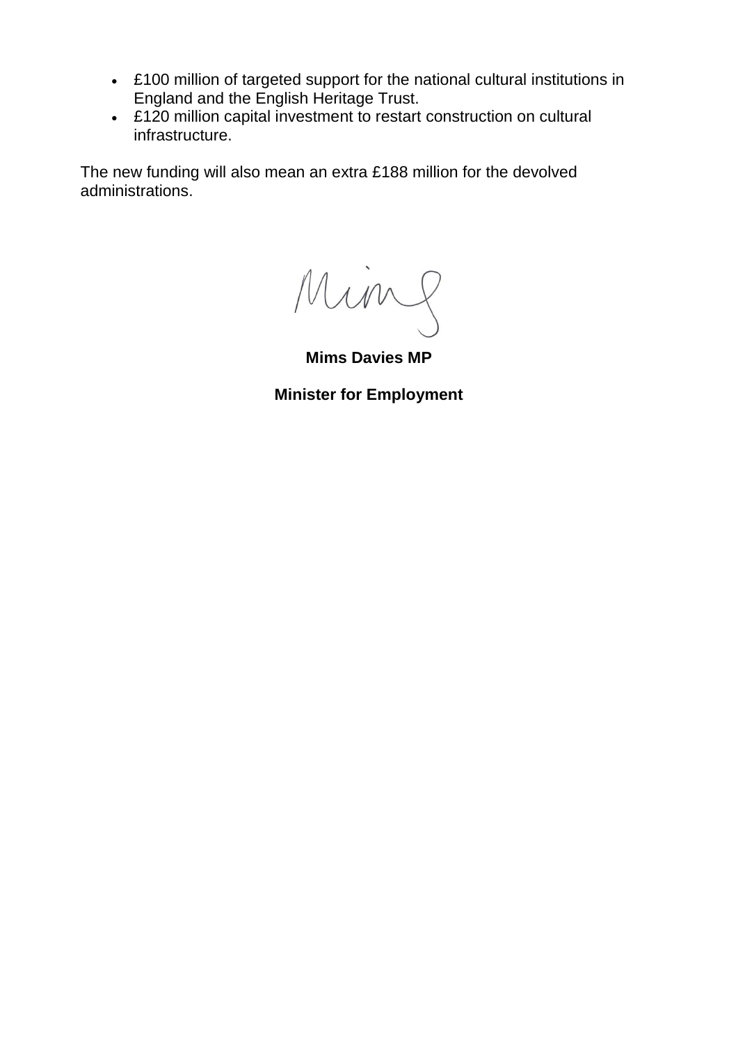- £100 million of targeted support for the national cultural institutions in England and the English Heritage Trust.
- £120 million capital investment to restart construction on cultural infrastructure.

The new funding will also mean an extra £188 million for the devolved administrations.

**Mims Davies MP**

**Minister for Employment**